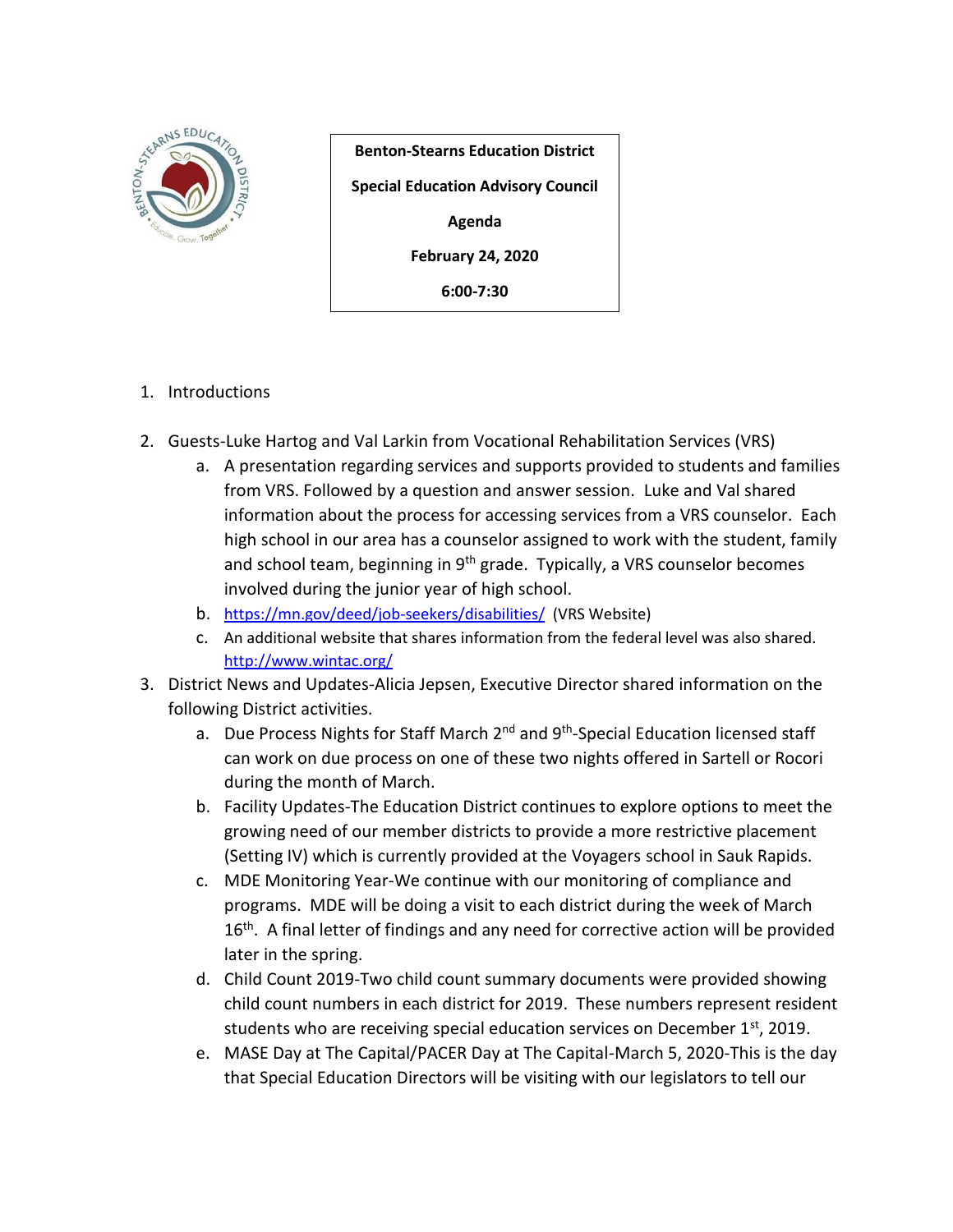**Benton-Stearns Education District**

**Special Education Advisory Council**

**Agenda**

**February 24, 2020**

**6:00-7:30**

1. Introductions

2. Guests-Luke Hartog and Val Larkin from Vocational Rehabilitation Services (VRS)
    a. A presentation regarding services and supports provided to students and families from VRS. Followed by a question and answer session. Luke and Val shared information about the process for accessing services from a VRS counselor. Each high school in our area has a counselor assigned to work with the student, family and school team, beginning in 9th grade. Typically, a VRS counselor becomes involved during the junior year of high school.
    b. https://mn.gov/deed/job-seekers/disabilities/ (VRS Website)
    c. An additional website that shares information from the federal level was also shared. http://www.wintac.org/

3. District News and Updates-Alicia Jepsen, Executive Director shared information on the following District activities.
    a. Due Process Nights for Staff March 2nd and 9th-Special Education licensed staff can work on due process on one of these two nights offered in Sartell or Rocori during the month of March.
    b. Facility Updates-The Education District continues to explore options to meet the growing need of our member districts to provide a more restrictive placement (Setting IV) which is currently provided at the Voyagers school in Sauk Rapids.
    c. MDE Monitoring Year-We continue with our monitoring of compliance and programs. MDE will be doing a visit to each district during the week of March 16th. A final letter of findings and any need for corrective action will be provided later in the spring.
    d. Child Count 2019-Two child count summary documents were provided showing child count numbers in each district for 2019. These numbers represent resident students who are receiving special education services on December 1st, 2019.
    e. MASE Day at The Capital/PACER Day at The Capital-March 5, 2020-This is the day that Special Education Directors will be visiting with our legislators to tell our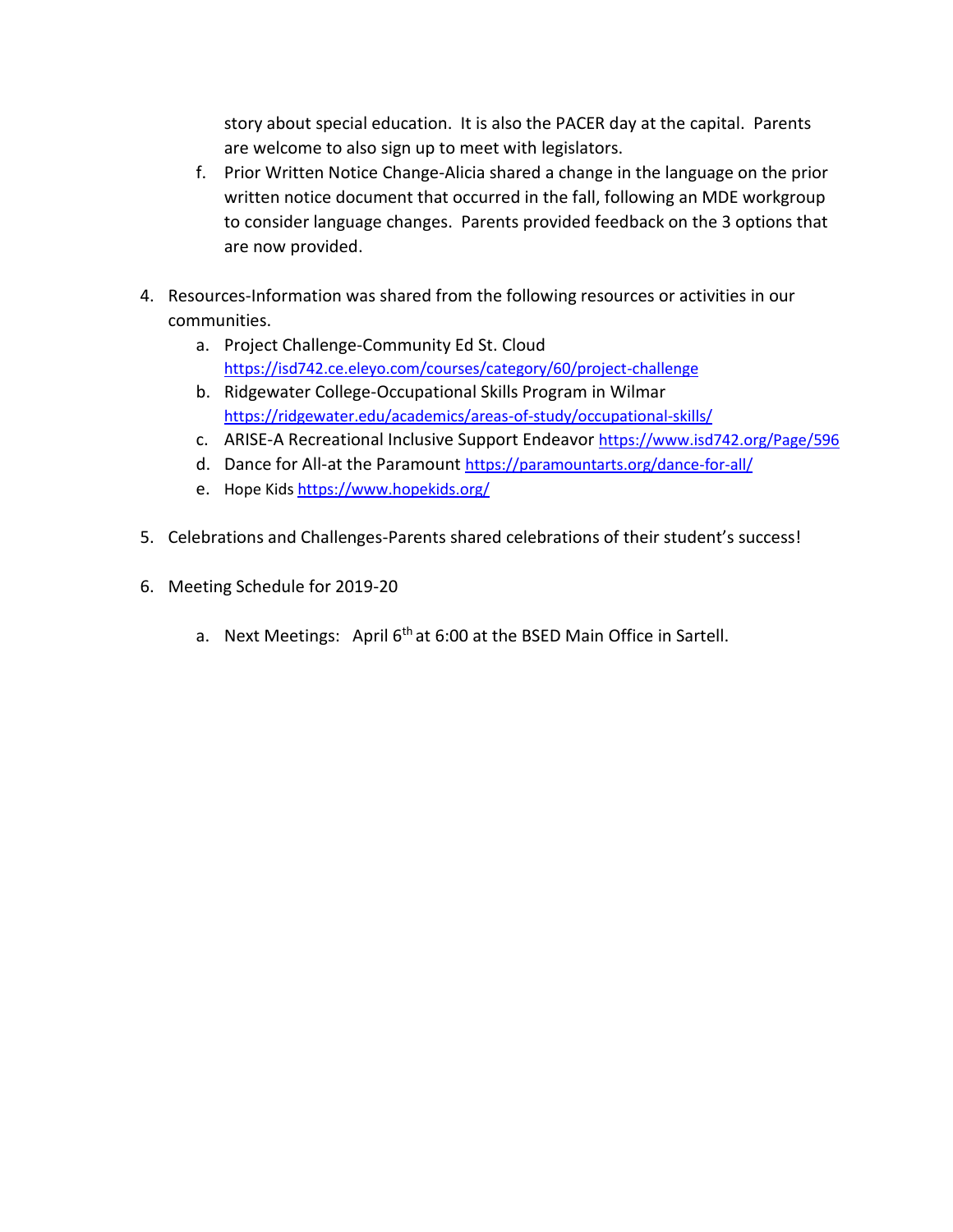story about special education. It is also the PACER day at the capital. Parents are welcome to also sign up to meet with legislators.

f. Prior Written Notice Change-Alicia shared a change in the language on the prior written notice document that occurred in the fall, following an MDE workgroup to consider language changes. Parents provided feedback on the 3 options that are now provided.

4. Resources-Information was shared from the following resources or activities in our communities.
   a. Project Challenge-Community Ed St. Cloud https://isd742.ce.eleyo.com/courses/category/60/project-challenge
   b. Ridgewater College-Occupational Skills Program in Wilmar https://ridgewater.edu/academics/areas-of-study/occupational-skills/
   c. ARISE-A Recreational Inclusive Support Endeavor https://www.isd742.org/Page/596
   d. Dance for All-at the Paramount https://paramountarts.org/dance-for-all/
   e. Hope Kids https://www.hopekids.org/

5. Celebrations and Challenges-Parents shared celebrations of their student's success!

6. Meeting Schedule for 2019-20

   a. Next Meetings: April 6th at 6:00 at the BSED Main Office in Sartell.